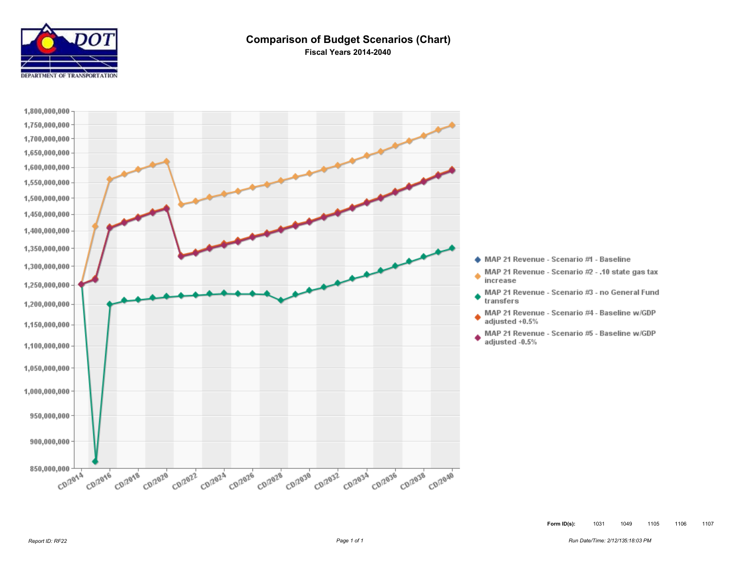# Comparison of Budget Scenarios (Chart)

**Fiscal Years 2014-2040**

DEPARTMENT OF TRANSPORTATION

1,800,000,000
1,750,000,000
1,700,000,000
1,650,000,000
1,600,000,000
1,550,000,000
1,500,000,000
1,450,000,000
1,400,000,000
1,350,000,000
1,300,000,000
1,250,000,000
1,200,000,000
1,150,000,000
1,100,000,000
1,050,000,000
1,000,000,000
950,000,000
900,000,000
850,000,000

CD/2014 CD/2016 CD/2018 CD/2020 CD/2022 CD/2024 CD/2026 CD/2028 CD/2030 CD/2032 CD/2034 CD/2036 CD/2038 CD/2040

- MAP 21 Revenue - Scenario #1 - Baseline
- MAP 21 Revenue - Scenario #2 - .10 state gas tax increase
- MAP 21 Revenue - Scenario #3 - no General Fund transfers
- MAP 21 Revenue - Scenario #4 - Baseline w/GDP adjusted +0.5%
- MAP 21 Revenue - Scenario #5 - Baseline w/GDP adjusted -0.5%

**Form ID(s):** 1031 1049 1105 1106 1107

*Report ID: RF22*

*Run Date/Time: 2/12/135:18:03 PM*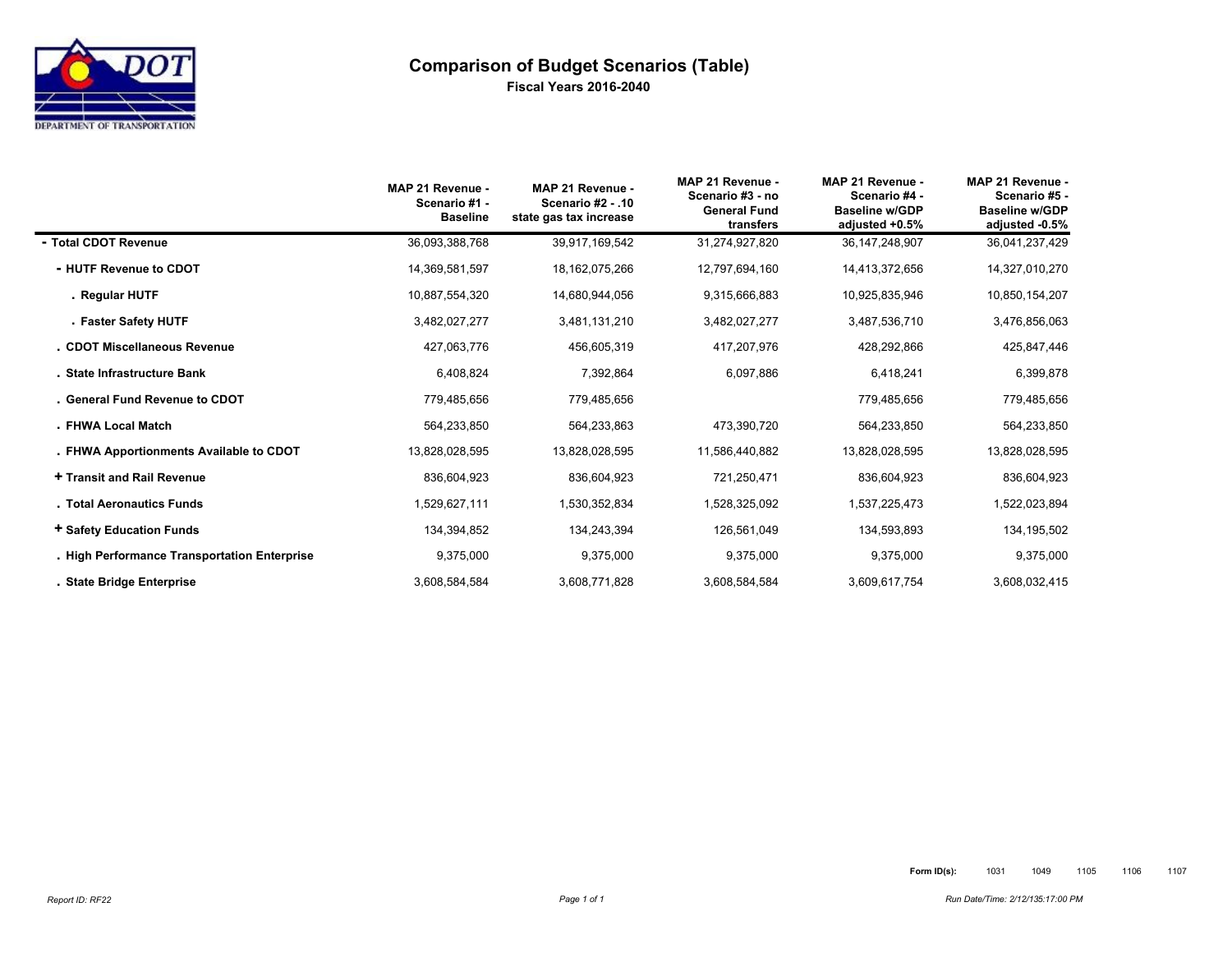# Comparison of Budget Scenarios (Table)

**Fiscal Years 2016-2040**

| | MAP 21 Revenue - Scenario #1 - Baseline | MAP 21 Revenue - Scenario #2 - .10 state gas tax increase | MAP 21 Revenue - Scenario #3 - no General Fund transfers | MAP 21 Revenue - Scenario #4 - Baseline w/GDP adjusted +0.5% | MAP 21 Revenue - Scenario #5 - Baseline w/GDP adjusted -0.5% |
|---|---|---|---|---|---|
| **- Total CDOT Revenue** | 36,093,388,768 | 39,917,169,542 | 31,274,927,820 | 36,147,248,907 | 36,041,237,429 |
| **- HUTF Revenue to CDOT** | 14,369,581,597 | 18,162,075,266 | 12,797,694,160 | 14,413,372,656 | 14,327,010,270 |
| **. Regular HUTF** | 10,887,554,320 | 14,680,944,056 | 9,315,666,883 | 10,925,835,946 | 10,850,154,207 |
| **. Faster Safety HUTF** | 3,482,027,277 | 3,481,131,210 | 3,482,027,277 | 3,487,536,710 | 3,476,856,063 |
| **. CDOT Miscellaneous Revenue** | 427,063,776 | 456,605,319 | 417,207,976 | 428,292,866 | 425,847,446 |
| **. State Infrastructure Bank** | 6,408,824 | 7,392,864 | 6,097,886 | 6,418,241 | 6,399,878 |
| **. General Fund Revenue to CDOT** | 779,485,656 | 779,485,656 | | 779,485,656 | 779,485,656 |
| **. FHWA Local Match** | 564,233,850 | 564,233,863 | 473,390,720 | 564,233,850 | 564,233,850 |
| **. FHWA Apportionments Available to CDOT** | 13,828,028,595 | 13,828,028,595 | 11,586,440,882 | 13,828,028,595 | 13,828,028,595 |
| **+ Transit and Rail Revenue** | 836,604,923 | 836,604,923 | 721,250,471 | 836,604,923 | 836,604,923 |
| **. Total Aeronautics Funds** | 1,529,627,111 | 1,530,352,834 | 1,528,325,092 | 1,537,225,473 | 1,522,023,894 |
| **+ Safety Education Funds** | 134,394,852 | 134,243,394 | 126,561,049 | 134,593,893 | 134,195,502 |
| **. High Performance Transportation Enterprise** | 9,375,000 | 9,375,000 | 9,375,000 | 9,375,000 | 9,375,000 |
| **. State Bridge Enterprise** | 3,608,584,584 | 3,608,771,828 | 3,608,584,584 | 3,609,617,754 | 3,608,032,415 |

**Form ID(s):** 1031 1049 1105 1106 1107

*Report ID: RF22*

*Run Date/Time: 2/12/135:17:00 PM*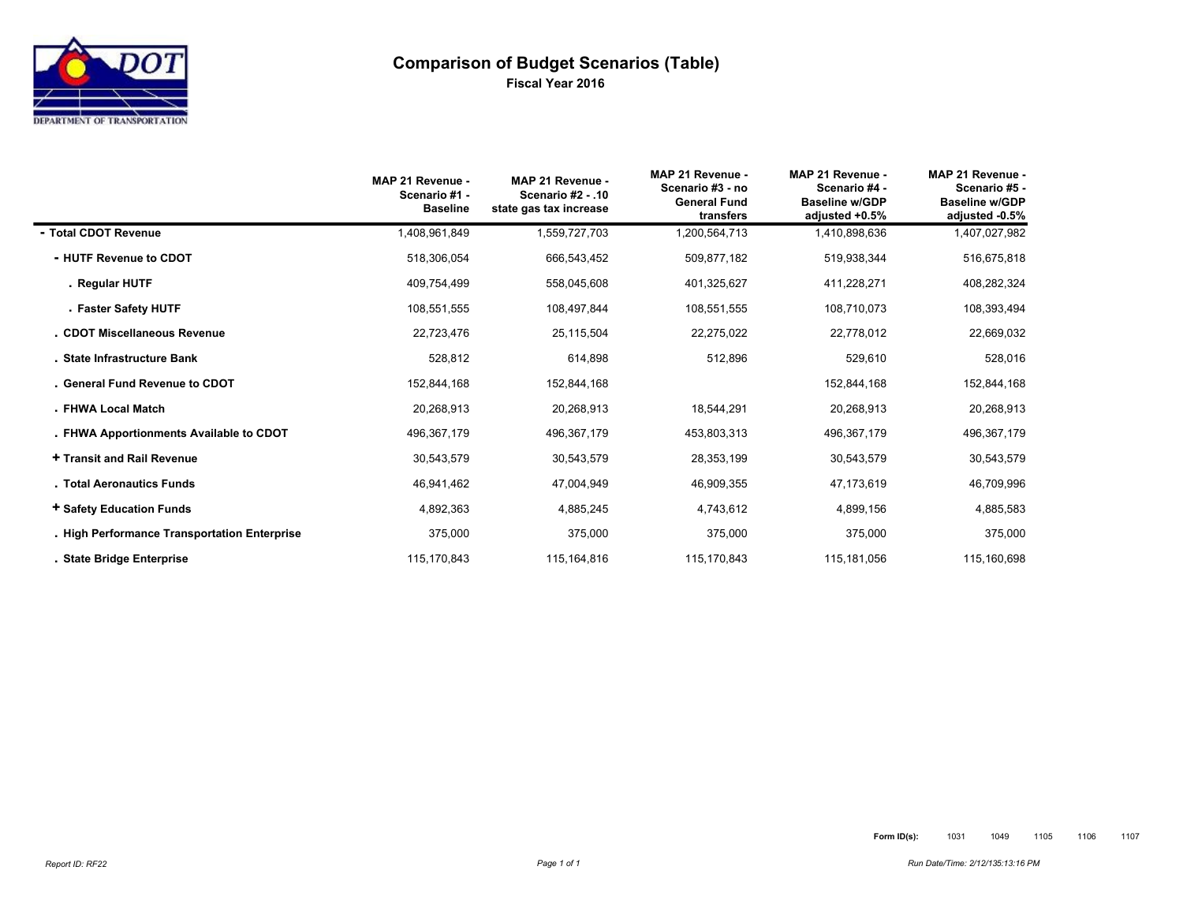# Comparison of Budget Scenarios (Table)

**Fiscal Year 2016**

| | MAP 21 Revenue - Scenario #1 - Baseline | MAP 21 Revenue - Scenario #2 - .10 state gas tax increase | MAP 21 Revenue - Scenario #3 - no General Fund transfers | MAP 21 Revenue - Scenario #4 - Baseline w/GDP adjusted +0.5% | MAP 21 Revenue - Scenario #5 - Baseline w/GDP adjusted -0.5% |
|---|---|---|---|---|---|
| **- Total CDOT Revenue** | 1,408,961,849 | 1,559,727,703 | 1,200,564,713 | 1,410,898,636 | 1,407,027,982 |
| **- HUTF Revenue to CDOT** | 518,306,054 | 666,543,452 | 509,877,182 | 519,938,344 | 516,675,818 |
| **. Regular HUTF** | 409,754,499 | 558,045,608 | 401,325,627 | 411,228,271 | 408,282,324 |
| **. Faster Safety HUTF** | 108,551,555 | 108,497,844 | 108,551,555 | 108,710,073 | 108,393,494 |
| **. CDOT Miscellaneous Revenue** | 22,723,476 | 25,115,504 | 22,275,022 | 22,778,012 | 22,669,032 |
| **. State Infrastructure Bank** | 528,812 | 614,898 | 512,896 | 529,610 | 528,016 |
| **. General Fund Revenue to CDOT** | 152,844,168 | 152,844,168 | | 152,844,168 | 152,844,168 |
| **. FHWA Local Match** | 20,268,913 | 20,268,913 | 18,544,291 | 20,268,913 | 20,268,913 |
| **. FHWA Apportionments Available to CDOT** | 496,367,179 | 496,367,179 | 453,803,313 | 496,367,179 | 496,367,179 |
| **+ Transit and Rail Revenue** | 30,543,579 | 30,543,579 | 28,353,199 | 30,543,579 | 30,543,579 |
| **. Total Aeronautics Funds** | 46,941,462 | 47,004,949 | 46,909,355 | 47,173,619 | 46,709,996 |
| **+ Safety Education Funds** | 4,892,363 | 4,885,245 | 4,743,612 | 4,899,156 | 4,885,583 |
| **. High Performance Transportation Enterprise** | 375,000 | 375,000 | 375,000 | 375,000 | 375,000 |
| **. State Bridge Enterprise** | 115,170,843 | 115,164,816 | 115,170,843 | 115,181,056 | 115,160,698 |

**Form ID(s):** 1031 1049 1105 1106 1107

*Report ID: RF22*

*Run Date/Time: 2/12/135:13:16 PM*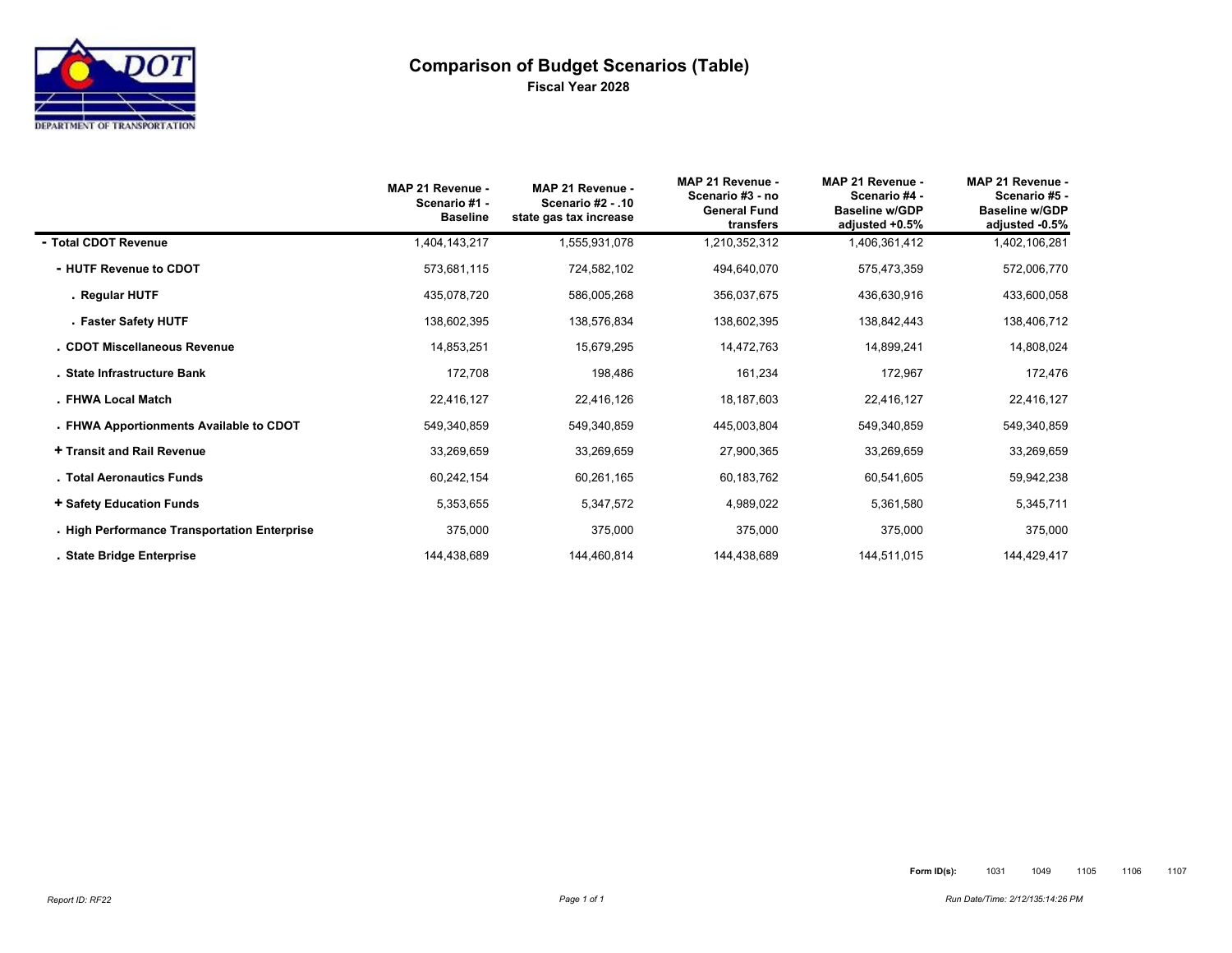# Comparison of Budget Scenarios (Table)

**Fiscal Year 2028**

| | MAP 21 Revenue - Scenario #1 - Baseline | MAP 21 Revenue - Scenario #2 - .10 state gas tax increase | MAP 21 Revenue - Scenario #3 - no General Fund transfers | MAP 21 Revenue - Scenario #4 - Baseline w/GDP adjusted +0.5% | MAP 21 Revenue - Scenario #5 - Baseline w/GDP adjusted -0.5% |
|---|---|---|---|---|---|
| **- Total CDOT Revenue** | 1,404,143,217 | 1,555,931,078 | 1,210,352,312 | 1,406,361,412 | 1,402,106,281 |
| **- HUTF Revenue to CDOT** | 573,681,115 | 724,582,102 | 494,640,070 | 575,473,359 | 572,006,770 |
| **. Regular HUTF** | 435,078,720 | 586,005,268 | 356,037,675 | 436,630,916 | 433,600,058 |
| **. Faster Safety HUTF** | 138,602,395 | 138,576,834 | 138,602,395 | 138,842,443 | 138,406,712 |
| **. CDOT Miscellaneous Revenue** | 14,853,251 | 15,679,295 | 14,472,763 | 14,899,241 | 14,808,024 |
| **. State Infrastructure Bank** | 172,708 | 198,486 | 161,234 | 172,967 | 172,476 |
| **. FHWA Local Match** | 22,416,127 | 22,416,126 | 18,187,603 | 22,416,127 | 22,416,127 |
| **. FHWA Apportionments Available to CDOT** | 549,340,859 | 549,340,859 | 445,003,804 | 549,340,859 | 549,340,859 |
| **+ Transit and Rail Revenue** | 33,269,659 | 33,269,659 | 27,900,365 | 33,269,659 | 33,269,659 |
| **. Total Aeronautics Funds** | 60,242,154 | 60,261,165 | 60,183,762 | 60,541,605 | 59,942,238 |
| **+ Safety Education Funds** | 5,353,655 | 5,347,572 | 4,989,022 | 5,361,580 | 5,345,711 |
| **. High Performance Transportation Enterprise** | 375,000 | 375,000 | 375,000 | 375,000 | 375,000 |
| **. State Bridge Enterprise** | 144,438,689 | 144,460,814 | 144,438,689 | 144,511,015 | 144,429,417 |

**Form ID(s):** 1031 1049 1105 1106 1107

*Report ID: RF22*

*Run Date/Time: 2/12/135:14:26 PM*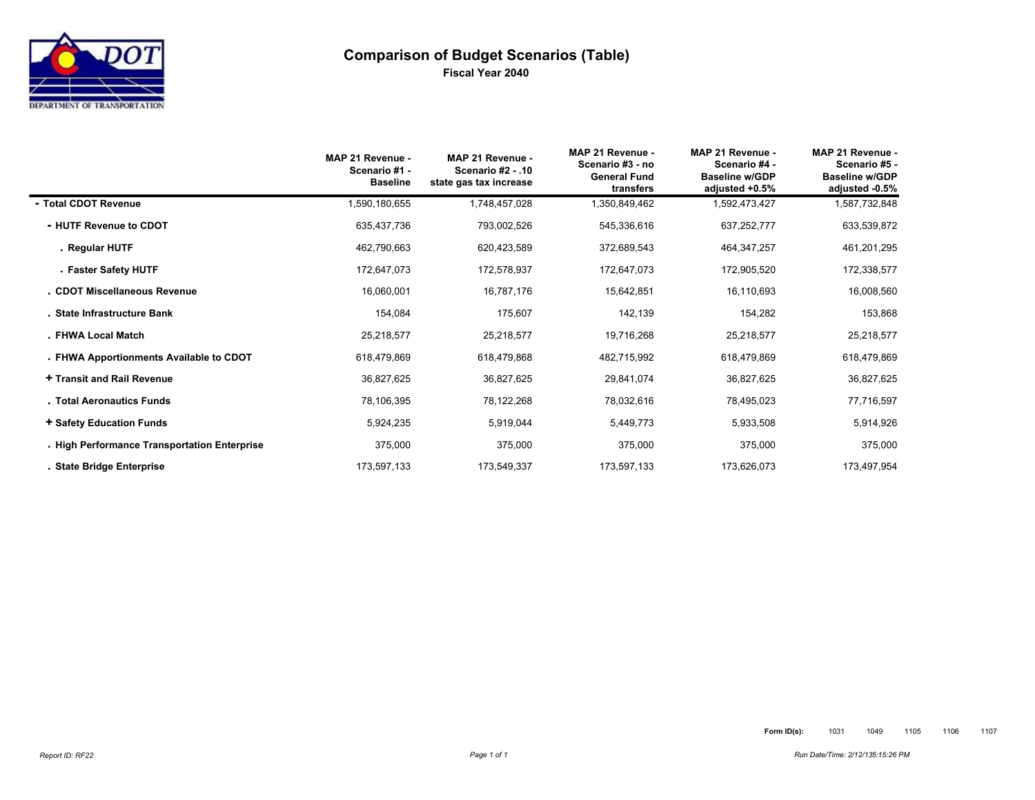# Comparison of Budget Scenarios (Table)

**Fiscal Year 2040**

| | MAP 21 Revenue - Scenario #1 - Baseline | MAP 21 Revenue - Scenario #2 - .10 state gas tax increase | MAP 21 Revenue - Scenario #3 - no General Fund transfers | MAP 21 Revenue - Scenario #4 - Baseline w/GDP adjusted +0.5% | MAP 21 Revenue - Scenario #5 - Baseline w/GDP adjusted -0.5% |
|---|---|---|---|---|---|
| **- Total CDOT Revenue** | 1,590,180,655 | 1,748,457,028 | 1,350,849,462 | 1,592,473,427 | 1,587,732,848 |
| **- HUTF Revenue to CDOT** | 635,437,736 | 793,002,526 | 545,336,616 | 637,252,777 | 633,539,872 |
| **. Regular HUTF** | 462,790,663 | 620,423,589 | 372,689,543 | 464,347,257 | 461,201,295 |
| **. Faster Safety HUTF** | 172,647,073 | 172,578,937 | 172,647,073 | 172,905,520 | 172,338,577 |
| **. CDOT Miscellaneous Revenue** | 16,060,001 | 16,787,176 | 15,642,851 | 16,110,693 | 16,008,560 |
| **. State Infrastructure Bank** | 154,084 | 175,607 | 142,139 | 154,282 | 153,868 |
| **. FHWA Local Match** | 25,218,577 | 25,218,577 | 19,716,268 | 25,218,577 | 25,218,577 |
| **. FHWA Apportionments Available to CDOT** | 618,479,869 | 618,479,868 | 482,715,992 | 618,479,869 | 618,479,869 |
| **+ Transit and Rail Revenue** | 36,827,625 | 36,827,625 | 29,841,074 | 36,827,625 | 36,827,625 |
| **. Total Aeronautics Funds** | 78,106,395 | 78,122,268 | 78,032,616 | 78,495,023 | 77,716,597 |
| **+ Safety Education Funds** | 5,924,235 | 5,919,044 | 5,449,773 | 5,933,508 | 5,914,926 |
| **. High Performance Transportation Enterprise** | 375,000 | 375,000 | 375,000 | 375,000 | 375,000 |
| **. State Bridge Enterprise** | 173,597,133 | 173,549,337 | 173,597,133 | 173,626,073 | 173,497,954 |

**Form ID(s):** 1031 1049 1105 1106 1107

*Report ID: RF22*

*Run Date/Time: 2/12/135:15:26 PM*